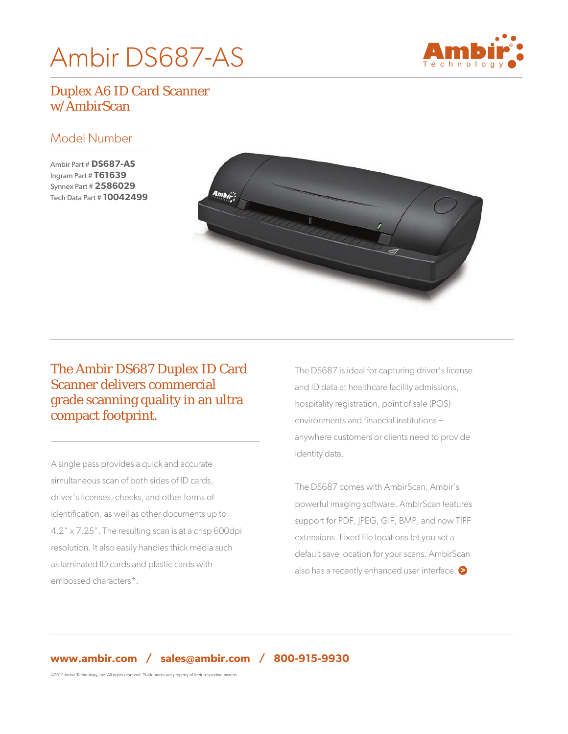# Ambir DS687-AS

## Duplex A6 ID Card Scanner w/AmbirScan

### Model Number

Ambir Part # **DS687-AS**
Ingram Part # **T61639**
Synnex Part # **2586029**
Tech Data Part # **10042499**

## The Ambir DS687 Duplex ID Card Scanner delivers commercial grade scanning quality in an ultra compact footprint.

A single pass provides a quick and accurate simultaneous scan of both sides of ID cards, driver's licenses, checks, and other forms of identification, as well as other documents up to 4.2" x 7.25". The resulting scan is at a crisp 600dpi resolution. It also easily handles thick media such as laminated ID cards and plastic cards with embossed characters*.

The DS687 is ideal for capturing driver's license and ID data at healthcare facility admissions, hospitality registration, point of sale (POS) environments and financial institutions – anywhere customers or clients need to provide identity data.

The DS687 comes with AmbirScan, Ambir's powerful imaging software. AmbirScan features support for PDF, JPEG, GIF, BMP, and now TIFF extensions. Fixed file locations let you set a default save location for your scans. AmbirScan also has a recently enhanced user interface.

**www.ambir.com / sales@ambir.com / 800-915-9930**

©2012 Ambir Technology, Inc. All rights reserved. Trademarks are property of their respective owners.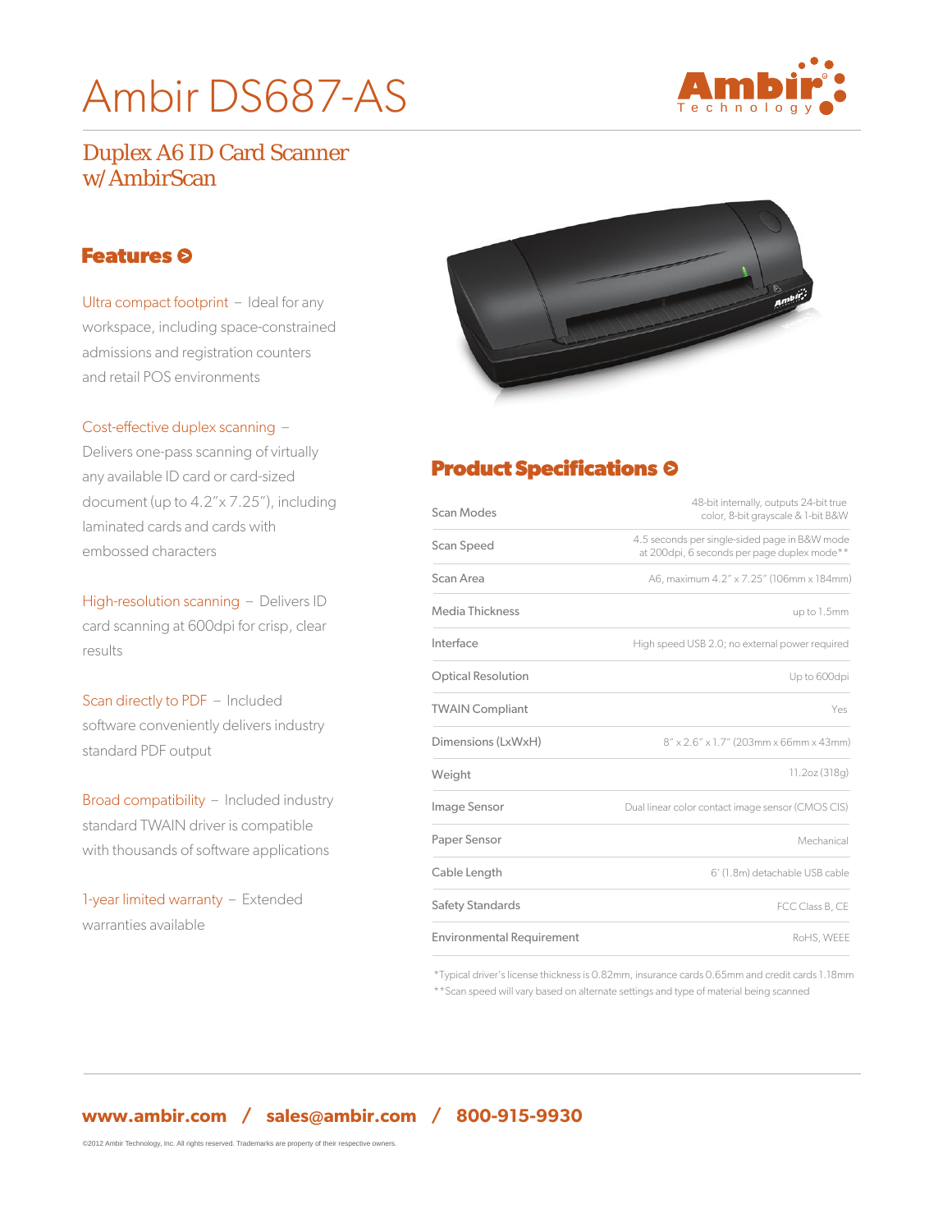# Ambir DS687-AS

## Duplex A6 ID Card Scanner w/ AmbirScan

## Features

Ultra compact footprint – Ideal for any workspace, including space-constrained admissions and registration counters and retail POS environments

Cost-effective duplex scanning – Delivers one-pass scanning of virtually any available ID card or card-sized document (up to 4.2"x 7.25"), including laminated cards and cards with embossed characters

High-resolution scanning – Delivers ID card scanning at 600dpi for crisp, clear results

Scan directly to PDF – Included software conveniently delivers industry standard PDF output

Broad compatibility – Included industry standard TWAIN driver is compatible with thousands of software applications

1-year limited warranty – Extended warranties available

## Product Specifications

| | |
|---|---|
| Scan Modes | 48-bit internally, outputs 24-bit true color, 8-bit grayscale & 1-bit B&W |
| Scan Speed | 4.5 seconds per single-sided page in B&W mode at 200dpi, 6 seconds per page duplex mode** |
| Scan Area | A6, maximum 4.2" x 7.25" (106mm x 184mm) |
| Media Thickness | up to 1.5mm |
| Interface | High speed USB 2.0; no external power required |
| Optical Resolution | Up to 600dpi |
| TWAIN Compliant | Yes |
| Dimensions (LxWxH) | 8" x 2.6" x 1.7" (203mm x 66mm x 43mm) |
| Weight | 11.2oz (318g) |
| Image Sensor | Dual linear color contact image sensor (CMOS CIS) |
| Paper Sensor | Mechanical |
| Cable Length | 6' (1.8m) detachable USB cable |
| Safety Standards | FCC Class B, CE |
| Environmental Requirement | RoHS, WEEE |

*Typical driver's license thickness is 0.82mm, insurance cards 0.65mm and credit cards 1.18mm
**Scan speed will vary based on alternate settings and type of material being scanned

**www.ambir.com / sales@ambir.com / 800-915-9930**

©2012 Ambir Technology, Inc. All rights reserved. Trademarks are property of their respective owners.